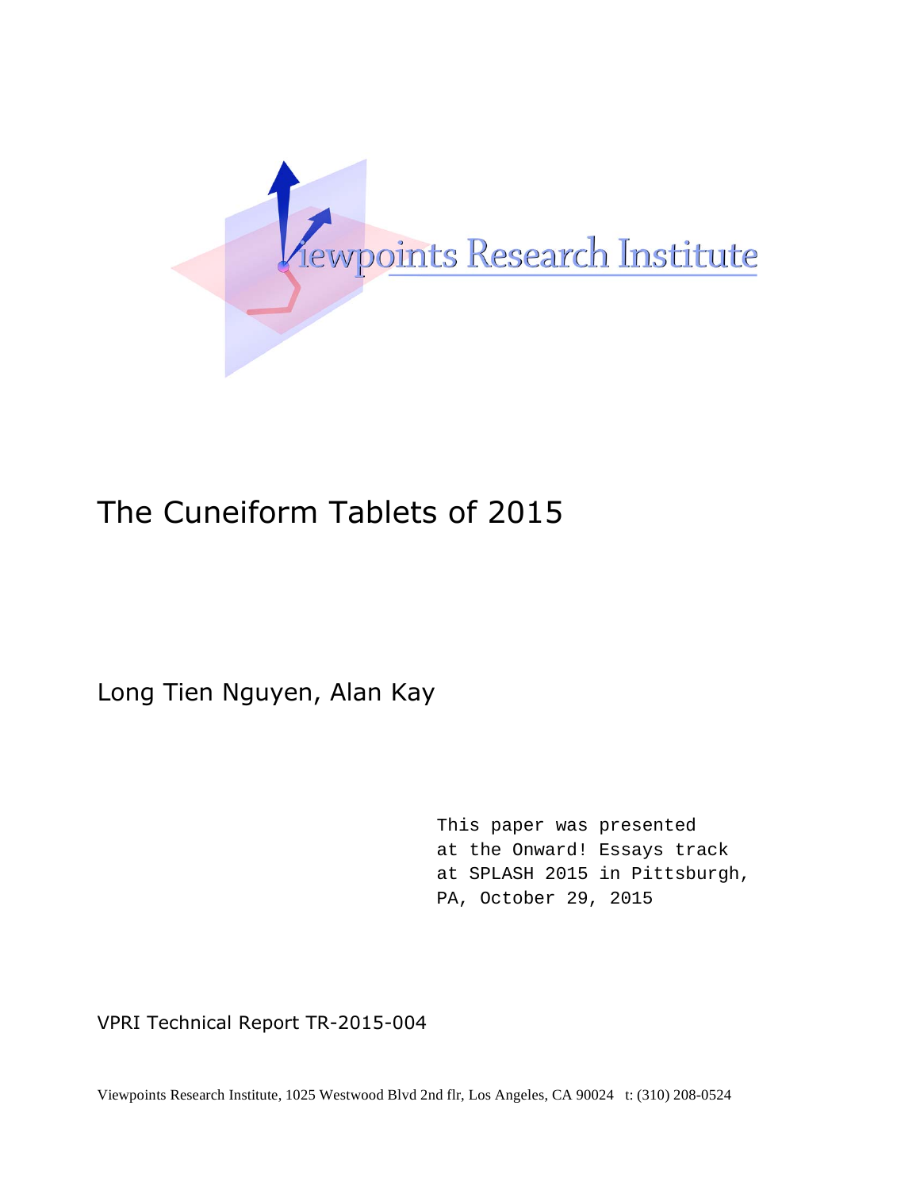Viewpoints Research Institute

# The Cuneiform Tablets of 2015

Long Tien Nguyen, Alan Kay

```
This paper was presented
at the Onward! Essays track
at SPLASH 2015 in Pittsburgh,
PA, October 29, 2015
```

VPRI Technical Report TR-2015-004

Viewpoints Research Institute, 1025 Westwood Blvd 2nd flr, Los Angeles, CA 90024 t: (310) 208-0524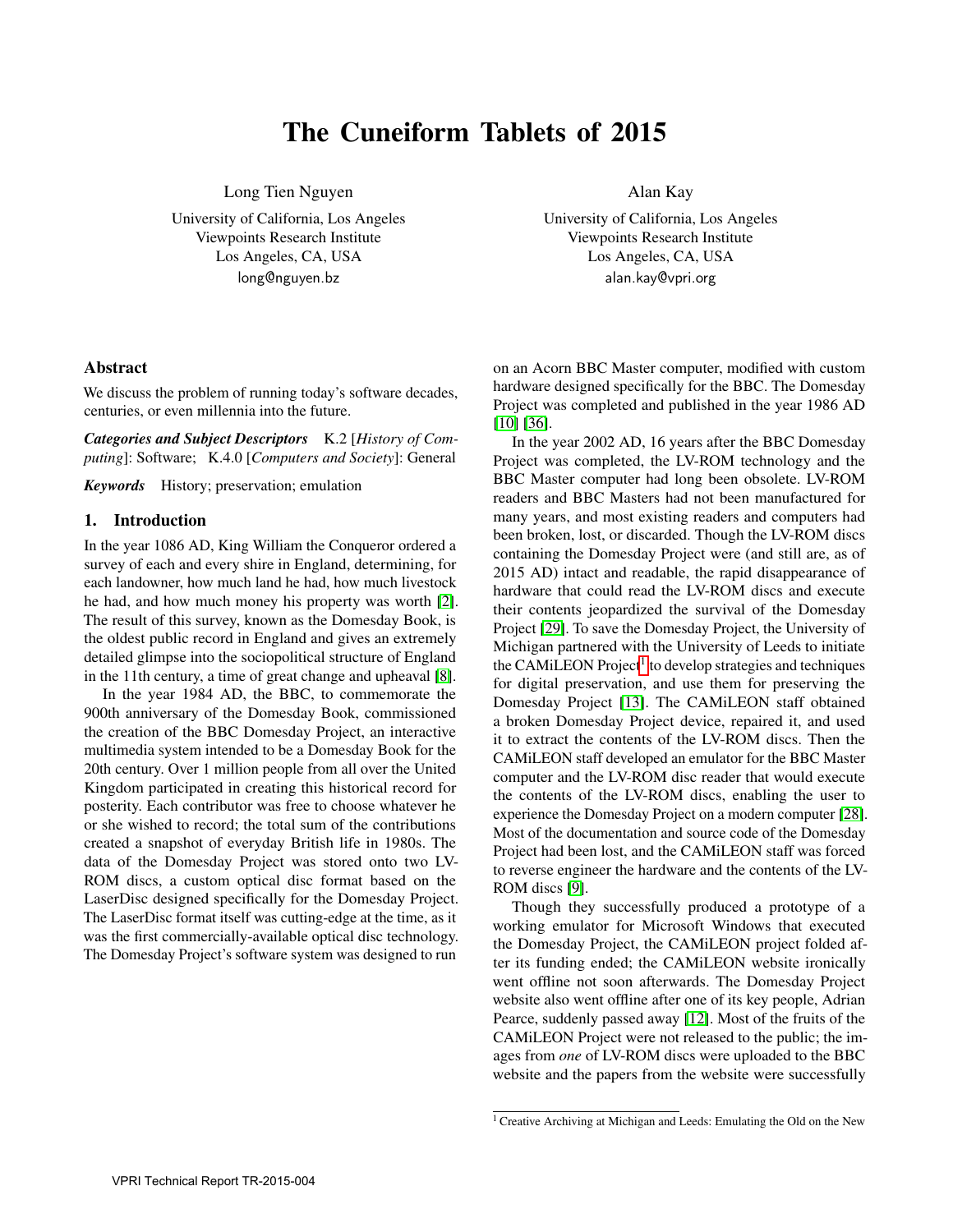# The Cuneiform Tablets of 2015

Long Tien Nguyen

University of California, Los Angeles
Viewpoints Research Institute
Los Angeles, CA, USA
long@nguyen.bz

Alan Kay

University of California, Los Angeles
Viewpoints Research Institute
Los Angeles, CA, USA
alan.kay@vpri.org

## Abstract

We discuss the problem of running today's software decades, centuries, or even millennia into the future.

***Categories and Subject Descriptors*** K.2 [*History of Computing*]: Software; K.4.0 [*Computers and Society*]: General

***Keywords*** History; preservation; emulation

## 1. Introduction

In the year 1086 AD, King William the Conqueror ordered a survey of each and every shire in England, determining, for each landowner, how much land he had, how much livestock he had, and how much money his property was worth [2]. The result of this survey, known as the Domesday Book, is the oldest public record in England and gives an extremely detailed glimpse into the sociopolitical structure of England in the 11th century, a time of great change and upheaval [8].

In the year 1984 AD, the BBC, to commemorate the 900th anniversary of the Domesday Book, commissioned the creation of the BBC Domesday Project, an interactive multimedia system intended to be a Domesday Book for the 20th century. Over 1 million people from all over the United Kingdom participated in creating this historical record for posterity. Each contributor was free to choose whatever he or she wished to record; the total sum of the contributions created a snapshot of everyday British life in 1980s. The data of the Domesday Project was stored onto two LV-ROM discs, a custom optical disc format based on the LaserDisc designed specifically for the Domesday Project. The LaserDisc format itself was cutting-edge at the time, as it was the first commercially-available optical disc technology. The Domesday Project's software system was designed to run on an Acorn BBC Master computer, modified with custom hardware designed specifically for the BBC. The Domesday Project was completed and published in the year 1986 AD [10] [36].

In the year 2002 AD, 16 years after the BBC Domesday Project was completed, the LV-ROM technology and the BBC Master computer had long been obsolete. LV-ROM readers and BBC Masters had not been manufactured for many years, and most existing readers and computers had been broken, lost, or discarded. Though the LV-ROM discs containing the Domesday Project were (and still are, as of 2015 AD) intact and readable, the rapid disappearance of hardware that could read the LV-ROM discs and execute their contents jeopardized the survival of the Domesday Project [29]. To save the Domesday Project, the University of Michigan partnered with the University of Leeds to initiate the CAMiLEON Project[1] to develop strategies and techniques for digital preservation, and use them for preserving the Domesday Project [13]. The CAMiLEON staff obtained a broken Domesday Project device, repaired it, and used it to extract the contents of the LV-ROM discs. Then the CAMiLEON staff developed an emulator for the BBC Master computer and the LV-ROM disc reader that would execute the contents of the LV-ROM discs, enabling the user to experience the Domesday Project on a modern computer [28]. Most of the documentation and source code of the Domesday Project had been lost, and the CAMiLEON staff was forced to reverse engineer the hardware and the contents of the LV-ROM discs [9].

Though they successfully produced a prototype of a working emulator for Microsoft Windows that executed the Domesday Project, the CAMiLEON project folded after its funding ended; the CAMiLEON website ironically went offline not soon afterwards. The Domesday Project website also went offline after one of its key people, Adrian Pearce, suddenly passed away [12]. Most of the fruits of the CAMiLEON Project were not released to the public; the images from *one* of LV-ROM discs were uploaded to the BBC website and the papers from the website were successfully

[1] Creative Archiving at Michigan and Leeds: Emulating the Old on the New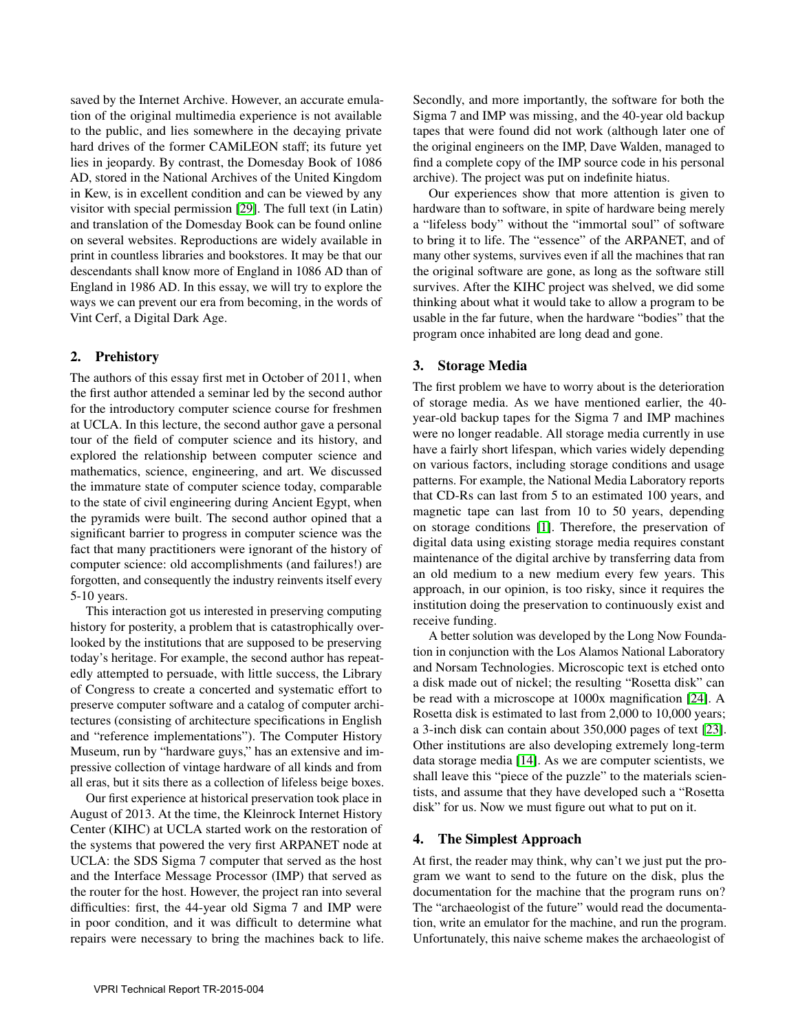saved by the Internet Archive. However, an accurate emulation of the original multimedia experience is not available to the public, and lies somewhere in the decaying private hard drives of the former CAMiLEON staff; its future yet lies in jeopardy. By contrast, the Domesday Book of 1086 AD, stored in the National Archives of the United Kingdom in Kew, is in excellent condition and can be viewed by any visitor with special permission [29]. The full text (in Latin) and translation of the Domesday Book can be found online on several websites. Reproductions are widely available in print in countless libraries and bookstores. It may be that our descendants shall know more of England in 1086 AD than of England in 1986 AD. In this essay, we will try to explore the ways we can prevent our era from becoming, in the words of Vint Cerf, a Digital Dark Age.

## 2. Prehistory

The authors of this essay first met in October of 2011, when the first author attended a seminar led by the second author for the introductory computer science course for freshmen at UCLA. In this lecture, the second author gave a personal tour of the field of computer science and its history, and explored the relationship between computer science and mathematics, science, engineering, and art. We discussed the immature state of computer science today, comparable to the state of civil engineering during Ancient Egypt, when the pyramids were built. The second author opined that a significant barrier to progress in computer science was the fact that many practitioners were ignorant of the history of computer science: old accomplishments (and failures!) are forgotten, and consequently the industry reinvents itself every 5-10 years.

This interaction got us interested in preserving computing history for posterity, a problem that is catastrophically overlooked by the institutions that are supposed to be preserving today's heritage. For example, the second author has repeatedly attempted to persuade, with little success, the Library of Congress to create a concerted and systematic effort to preserve computer software and a catalog of computer architectures (consisting of architecture specifications in English and "reference implementations"). The Computer History Museum, run by "hardware guys," has an extensive and impressive collection of vintage hardware of all kinds and from all eras, but it sits there as a collection of lifeless beige boxes.

Our first experience at historical preservation took place in August of 2013. At the time, the Kleinrock Internet History Center (KIHC) at UCLA started work on the restoration of the systems that powered the very first ARPANET node at UCLA: the SDS Sigma 7 computer that served as the host and the Interface Message Processor (IMP) that served as the router for the host. However, the project ran into several difficulties: first, the 44-year old Sigma 7 and IMP were in poor condition, and it was difficult to determine what repairs were necessary to bring the machines back to life. Secondly, and more importantly, the software for both the Sigma 7 and IMP was missing, and the 40-year old backup tapes that were found did not work (although later one of the original engineers on the IMP, Dave Walden, managed to find a complete copy of the IMP source code in his personal archive). The project was put on indefinite hiatus.

Our experiences show that more attention is given to hardware than to software, in spite of hardware being merely a "lifeless body" without the "immortal soul" of software to bring it to life. The "essence" of the ARPANET, and of many other systems, survives even if all the machines that ran the original software are gone, as long as the software still survives. After the KIHC project was shelved, we did some thinking about what it would take to allow a program to be usable in the far future, when the hardware "bodies" that the program once inhabited are long dead and gone.

## 3. Storage Media

The first problem we have to worry about is the deterioration of storage media. As we have mentioned earlier, the 40-year-old backup tapes for the Sigma 7 and IMP machines were no longer readable. All storage media currently in use have a fairly short lifespan, which varies widely depending on various factors, including storage conditions and usage patterns. For example, the National Media Laboratory reports that CD-Rs can last from 5 to an estimated 100 years, and magnetic tape can last from 10 to 50 years, depending on storage conditions [1]. Therefore, the preservation of digital data using existing storage media requires constant maintenance of the digital archive by transferring data from an old medium to a new medium every few years. This approach, in our opinion, is too risky, since it requires the institution doing the preservation to continuously exist and receive funding.

A better solution was developed by the Long Now Foundation in conjunction with the Los Alamos National Laboratory and Norsam Technologies. Microscopic text is etched onto a disk made out of nickel; the resulting "Rosetta disk" can be read with a microscope at 1000x magnification [24]. A Rosetta disk is estimated to last from 2,000 to 10,000 years; a 3-inch disk can contain about 350,000 pages of text [23]. Other institutions are also developing extremely long-term data storage media [14]. As we are computer scientists, we shall leave this "piece of the puzzle" to the materials scientists, and assume that they have developed such a "Rosetta disk" for us. Now we must figure out what to put on it.

## 4. The Simplest Approach

At first, the reader may think, why can't we just put the program we want to send to the future on the disk, plus the documentation for the machine that the program runs on? The "archaeologist of the future" would read the documentation, write an emulator for the machine, and run the program. Unfortunately, this naive scheme makes the archaeologist of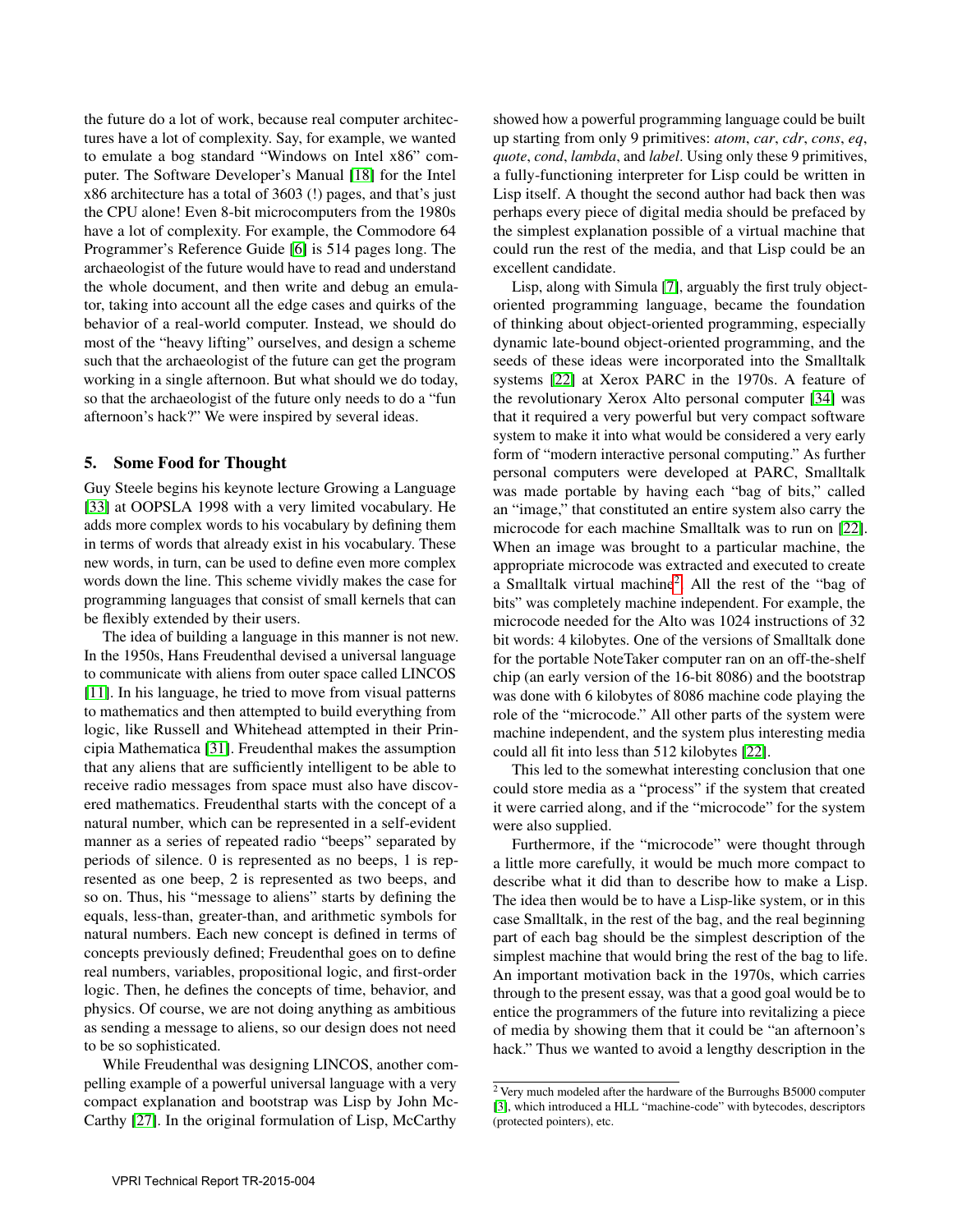the future do a lot of work, because real computer architectures have a lot of complexity. Say, for example, we wanted to emulate a bog standard "Windows on Intel x86" computer. The Software Developer's Manual [18] for the Intel x86 architecture has a total of 3603 (!) pages, and that's just the CPU alone! Even 8-bit microcomputers from the 1980s have a lot of complexity. For example, the Commodore 64 Programmer's Reference Guide [6] is 514 pages long. The archaeologist of the future would have to read and understand the whole document, and then write and debug an emulator, taking into account all the edge cases and quirks of the behavior of a real-world computer. Instead, we should do most of the "heavy lifting" ourselves, and design a scheme such that the archaeologist of the future can get the program working in a single afternoon. But what should we do today, so that the archaeologist of the future only needs to do a "fun afternoon's hack?" We were inspired by several ideas.

## 5. Some Food for Thought

Guy Steele begins his keynote lecture Growing a Language [33] at OOPSLA 1998 with a very limited vocabulary. He adds more complex words to his vocabulary by defining them in terms of words that already exist in his vocabulary. These new words, in turn, can be used to define even more complex words down the line. This scheme vividly makes the case for programming languages that consist of small kernels that can be flexibly extended by their users.

The idea of building a language in this manner is not new. In the 1950s, Hans Freudenthal devised a universal language to communicate with aliens from outer space called LINCOS [11]. In his language, he tried to move from visual patterns to mathematics and then attempted to build everything from logic, like Russell and Whitehead attempted in their Principia Mathematica [31]. Freudenthal makes the assumption that any aliens that are sufficiently intelligent to be able to receive radio messages from space must also have discovered mathematics. Freudenthal starts with the concept of a natural number, which can be represented in a self-evident manner as a series of repeated radio "beeps" separated by periods of silence. 0 is represented as no beeps, 1 is represented as one beep, 2 is represented as two beeps, and so on. Thus, his "message to aliens" starts by defining the equals, less-than, greater-than, and arithmetic symbols for natural numbers. Each new concept is defined in terms of concepts previously defined; Freudenthal goes on to define real numbers, variables, propositional logic, and first-order logic. Then, he defines the concepts of time, behavior, and physics. Of course, we are not doing anything as ambitious as sending a message to aliens, so our design does not need to be so sophisticated.

While Freudenthal was designing LINCOS, another compelling example of a powerful universal language with a very compact explanation and bootstrap was Lisp by John McCarthy [27]. In the original formulation of Lisp, McCarthy showed how a powerful programming language could be built up starting from only 9 primitives: *atom*, *car*, *cdr*, *cons*, *eq*, *quote*, *cond*, *lambda*, and *label*. Using only these 9 primitives, a fully-functioning interpreter for Lisp could be written in Lisp itself. A thought the second author had back then was perhaps every piece of digital media should be prefaced by the simplest explanation possible of a virtual machine that could run the rest of the media, and that Lisp could be an excellent candidate.

Lisp, along with Simula [7], arguably the first truly object-oriented programming language, became the foundation of thinking about object-oriented programming, especially dynamic late-bound object-oriented programming, and the seeds of these ideas were incorporated into the Smalltalk systems [22] at Xerox PARC in the 1970s. A feature of the revolutionary Xerox Alto personal computer [34] was that it required a very powerful but very compact software system to make it into what would be considered a very early form of "modern interactive personal computing." As further personal computers were developed at PARC, Smalltalk was made portable by having each "bag of bits," called an "image," that constituted an entire system also carry the microcode for each machine Smalltalk was to run on [22]. When an image was brought to a particular machine, the appropriate microcode was extracted and executed to create a Smalltalk virtual machine[2]. All the rest of the "bag of bits" was completely machine independent. For example, the microcode needed for the Alto was 1024 instructions of 32 bit words: 4 kilobytes. One of the versions of Smalltalk done for the portable NoteTaker computer ran on an off-the-shelf chip (an early version of the 16-bit 8086) and the bootstrap was done with 6 kilobytes of 8086 machine code playing the role of the "microcode." All other parts of the system were machine independent, and the system plus interesting media could all fit into less than 512 kilobytes [22].

This led to the somewhat interesting conclusion that one could store media as a "process" if the system that created it were carried along, and if the "microcode" for the system were also supplied.

Furthermore, if the "microcode" were thought through a little more carefully, it would be much more compact to describe what it did than to describe how to make a Lisp. The idea then would be to have a Lisp-like system, or in this case Smalltalk, in the rest of the bag, and the real beginning part of each bag should be the simplest description of the simplest machine that would bring the rest of the bag to life. An important motivation back in the 1970s, which carries through to the present essay, was that a good goal would be to entice the programmers of the future into revitalizing a piece of media by showing them that it could be "an afternoon's hack." Thus we wanted to avoid a lengthy description in the

[2] Very much modeled after the hardware of the Burroughs B5000 computer [3], which introduced a HLL "machine-code" with bytecodes, descriptors (protected pointers), etc.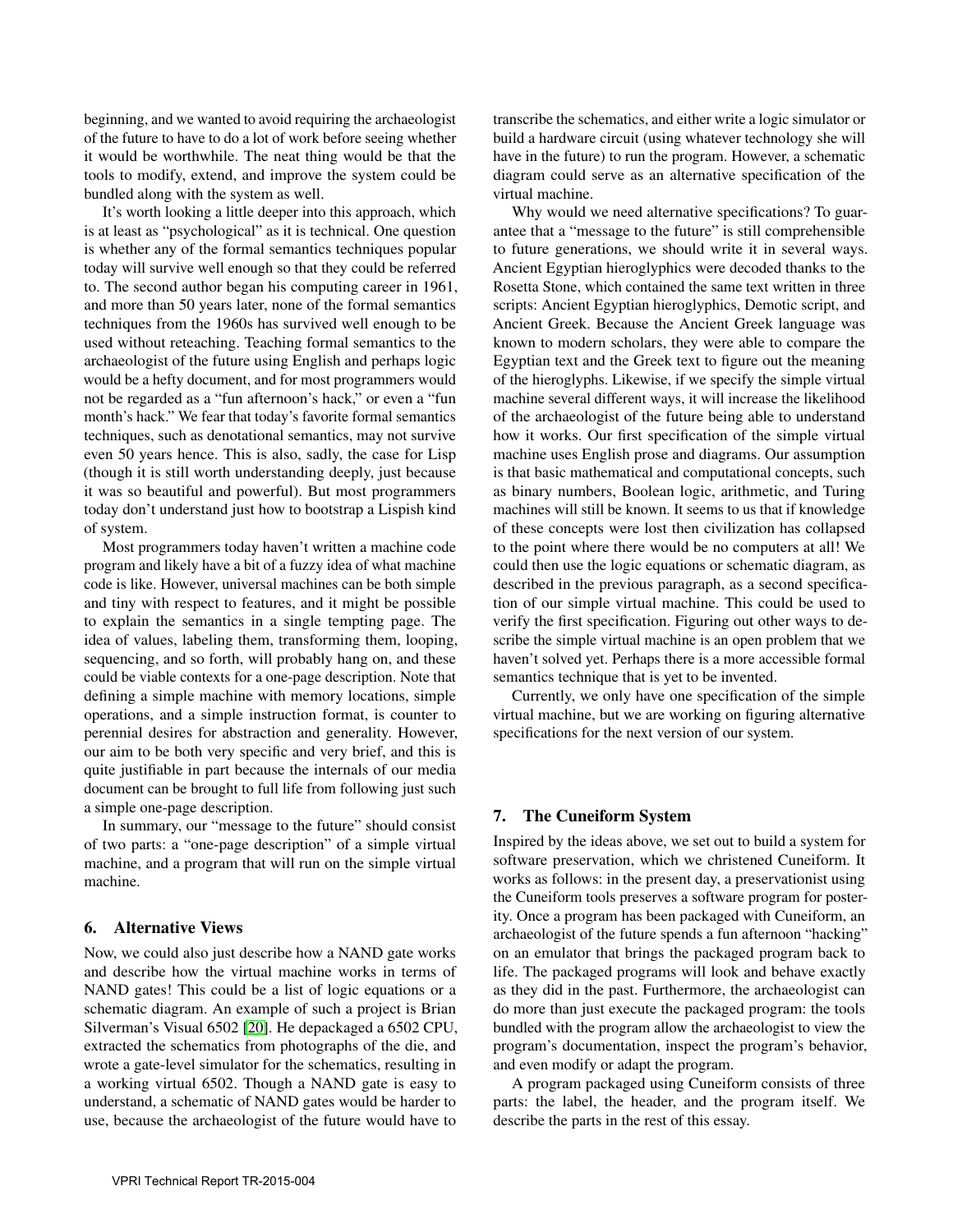beginning, and we wanted to avoid requiring the archaeologist of the future to have to do a lot of work before seeing whether it would be worthwhile. The neat thing would be that the tools to modify, extend, and improve the system could be bundled along with the system as well.

It's worth looking a little deeper into this approach, which is at least as "psychological" as it is technical. One question is whether any of the formal semantics techniques popular today will survive well enough so that they could be referred to. The second author began his computing career in 1961, and more than 50 years later, none of the formal semantics techniques from the 1960s has survived well enough to be used without reteaching. Teaching formal semantics to the archaeologist of the future using English and perhaps logic would be a hefty document, and for most programmers would not be regarded as a "fun afternoon's hack," or even a "fun month's hack." We fear that today's favorite formal semantics techniques, such as denotational semantics, may not survive even 50 years hence. This is also, sadly, the case for Lisp (though it is still worth understanding deeply, just because it was so beautiful and powerful). But most programmers today don't understand just how to bootstrap a Lispish kind of system.

Most programmers today haven't written a machine code program and likely have a bit of a fuzzy idea of what machine code is like. However, universal machines can be both simple and tiny with respect to features, and it might be possible to explain the semantics in a single tempting page. The idea of values, labeling them, transforming them, looping, sequencing, and so forth, will probably hang on, and these could be viable contexts for a one-page description. Note that defining a simple machine with memory locations, simple operations, and a simple instruction format, is counter to perennial desires for abstraction and generality. However, our aim to be both very specific and very brief, and this is quite justifiable in part because the internals of our media document can be brought to full life from following just such a simple one-page description.

In summary, our "message to the future" should consist of two parts: a "one-page description" of a simple virtual machine, and a program that will run on the simple virtual machine.

## 6. Alternative Views

Now, we could also just describe how a NAND gate works and describe how the virtual machine works in terms of NAND gates! This could be a list of logic equations or a schematic diagram. An example of such a project is Brian Silverman's Visual 6502 [20]. He depackaged a 6502 CPU, extracted the schematics from photographs of the die, and wrote a gate-level simulator for the schematics, resulting in a working virtual 6502. Though a NAND gate is easy to understand, a schematic of NAND gates would be harder to use, because the archaeologist of the future would have to transcribe the schematics, and either write a logic simulator or build a hardware circuit (using whatever technology she will have in the future) to run the program. However, a schematic diagram could serve as an alternative specification of the virtual machine.

Why would we need alternative specifications? To guarantee that a "message to the future" is still comprehensible to future generations, we should write it in several ways. Ancient Egyptian hieroglyphics were decoded thanks to the Rosetta Stone, which contained the same text written in three scripts: Ancient Egyptian hieroglyphics, Demotic script, and Ancient Greek. Because the Ancient Greek language was known to modern scholars, they were able to compare the Egyptian text and the Greek text to figure out the meaning of the hieroglyphs. Likewise, if we specify the simple virtual machine several different ways, it will increase the likelihood of the archaeologist of the future being able to understand how it works. Our first specification of the simple virtual machine uses English prose and diagrams. Our assumption is that basic mathematical and computational concepts, such as binary numbers, Boolean logic, arithmetic, and Turing machines will still be known. It seems to us that if knowledge of these concepts were lost then civilization has collapsed to the point where there would be no computers at all! We could then use the logic equations or schematic diagram, as described in the previous paragraph, as a second specification of our simple virtual machine. This could be used to verify the first specification. Figuring out other ways to describe the simple virtual machine is an open problem that we haven't solved yet. Perhaps there is a more accessible formal semantics technique that is yet to be invented.

Currently, we only have one specification of the simple virtual machine, but we are working on figuring alternative specifications for the next version of our system.

## 7. The Cuneiform System

Inspired by the ideas above, we set out to build a system for software preservation, which we christened Cuneiform. It works as follows: in the present day, a preservationist using the Cuneiform tools preserves a software program for posterity. Once a program has been packaged with Cuneiform, an archaeologist of the future spends a fun afternoon "hacking" on an emulator that brings the packaged program back to life. The packaged programs will look and behave exactly as they did in the past. Furthermore, the archaeologist can do more than just execute the packaged program: the tools bundled with the program allow the archaeologist to view the program's documentation, inspect the program's behavior, and even modify or adapt the program.

A program packaged using Cuneiform consists of three parts: the label, the header, and the program itself. We describe the parts in the rest of this essay.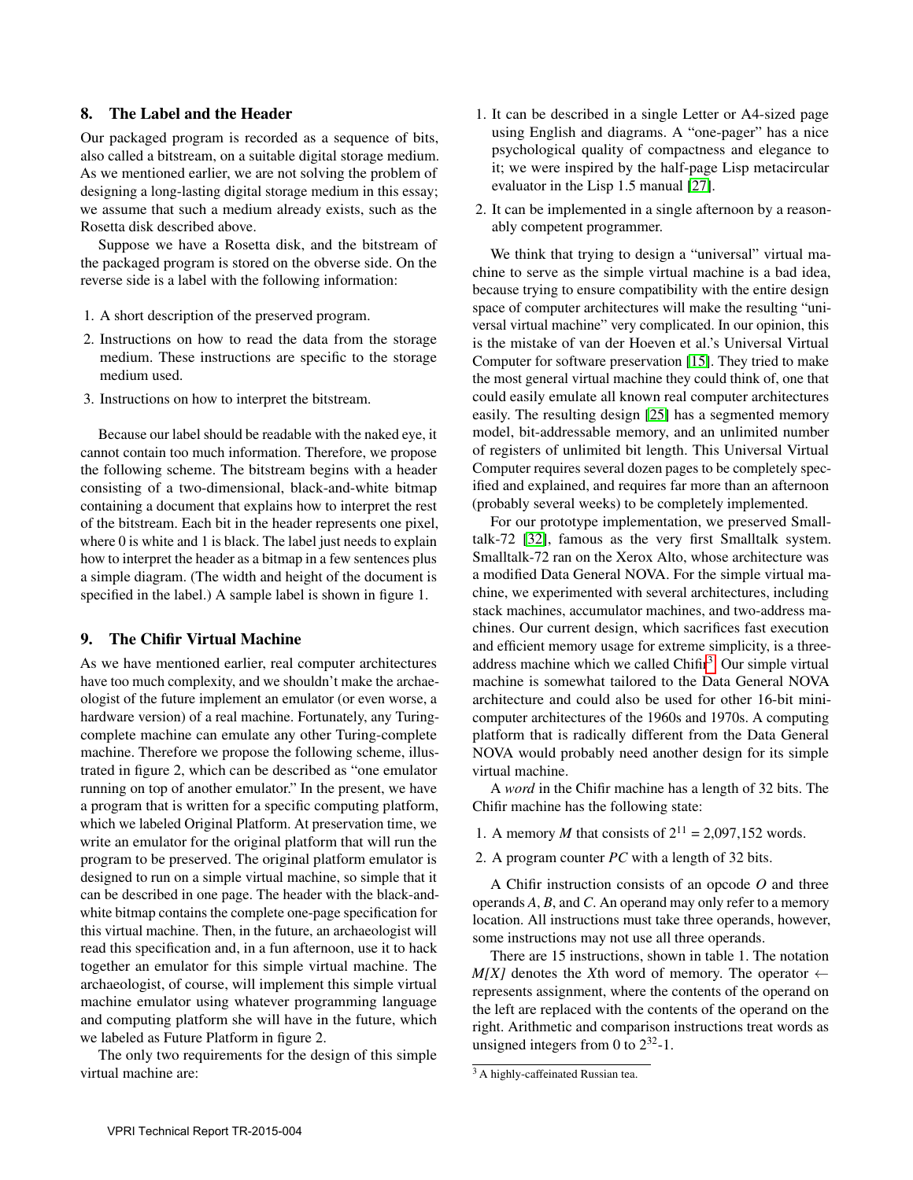## 8. The Label and the Header

Our packaged program is recorded as a sequence of bits, also called a bitstream, on a suitable digital storage medium. As we mentioned earlier, we are not solving the problem of designing a long-lasting digital storage medium in this essay; we assume that such a medium already exists, such as the Rosetta disk described above.

Suppose we have a Rosetta disk, and the bitstream of the packaged program is stored on the obverse side. On the reverse side is a label with the following information:

1. A short description of the preserved program.
2. Instructions on how to read the data from the storage medium. These instructions are specific to the storage medium used.
3. Instructions on how to interpret the bitstream.

Because our label should be readable with the naked eye, it cannot contain too much information. Therefore, we propose the following scheme. The bitstream begins with a header consisting of a two-dimensional, black-and-white bitmap containing a document that explains how to interpret the rest of the bitstream. Each bit in the header represents one pixel, where 0 is white and 1 is black. The label just needs to explain how to interpret the header as a bitmap in a few sentences plus a simple diagram. (The width and height of the document is specified in the label.) A sample label is shown in figure 1.

## 9. The Chifir Virtual Machine

As we have mentioned earlier, real computer architectures have too much complexity, and we shouldn't make the archaeologist of the future implement an emulator (or even worse, a hardware version) of a real machine. Fortunately, any Turing-complete machine can emulate any other Turing-complete machine. Therefore we propose the following scheme, illustrated in figure 2, which can be described as "one emulator running on top of another emulator." In the present, we have a program that is written for a specific computing platform, which we labeled Original Platform. At preservation time, we write an emulator for the original platform that will run the program to be preserved. The original platform emulator is designed to run on a simple virtual machine, so simple that it can be described in one page. The header with the black-and-white bitmap contains the complete one-page specification for this virtual machine. Then, in the future, an archaeologist will read this specification and, in a fun afternoon, use it to hack together an emulator for this simple virtual machine. The archaeologist, of course, will implement this simple virtual machine emulator using whatever programming language and computing platform she will have in the future, which we labeled as Future Platform in figure 2.

The only two requirements for the design of this simple virtual machine are:

1. It can be described in a single Letter or A4-sized page using English and diagrams. A "one-pager" has a nice psychological quality of compactness and elegance to it; we were inspired by the half-page Lisp metacircular evaluator in the Lisp 1.5 manual [27].
2. It can be implemented in a single afternoon by a reasonably competent programmer.

We think that trying to design a "universal" virtual machine to serve as the simple virtual machine is a bad idea, because trying to ensure compatibility with the entire design space of computer architectures will make the resulting "universal virtual machine" very complicated. In our opinion, this is the mistake of van der Hoeven et al.'s Universal Virtual Computer for software preservation [15]. They tried to make the most general virtual machine they could think of, one that could easily emulate all known real computer architectures easily. The resulting design [25] has a segmented memory model, bit-addressable memory, and an unlimited number of registers of unlimited bit length. This Universal Virtual Computer requires several dozen pages to be completely specified and explained, and requires far more than an afternoon (probably several weeks) to be completely implemented.

For our prototype implementation, we preserved Smalltalk-72 [32], famous as the very first Smalltalk system. Smalltalk-72 ran on the Xerox Alto, whose architecture was a modified Data General NOVA. For the simple virtual machine, we experimented with several architectures, including stack machines, accumulator machines, and two-address machines. Our current design, which sacrifices fast execution and efficient memory usage for extreme simplicity, is a three-address machine which we called Chifir[3]. Our simple virtual machine is somewhat tailored to the Data General NOVA architecture and could also be used for other 16-bit minicomputer architectures of the 1960s and 1970s. A computing platform that is radically different from the Data General NOVA would probably need another design for its simple virtual machine.

A *word* in the Chifir machine has a length of 32 bits. The Chifir machine has the following state:

1. A memory $M$ that consists of $2^{11}$ = 2,097,152 words.
2. A program counter $PC$ with a length of 32 bits.

A Chifir instruction consists of an opcode $O$ and three operands $A$, $B$, and $C$. An operand may only refer to a memory location. All instructions must take three operands, however, some instructions may not use all three operands.

There are 15 instructions, shown in table 1. The notation $M[X]$ denotes the $X$th word of memory. The operator $\leftarrow$ represents assignment, where the contents of the operand on the left are replaced with the contents of the operand on the right. Arithmetic and comparison instructions treat words as unsigned integers from 0 to $2^{32}$-1.

[3] A highly-caffeinated Russian tea.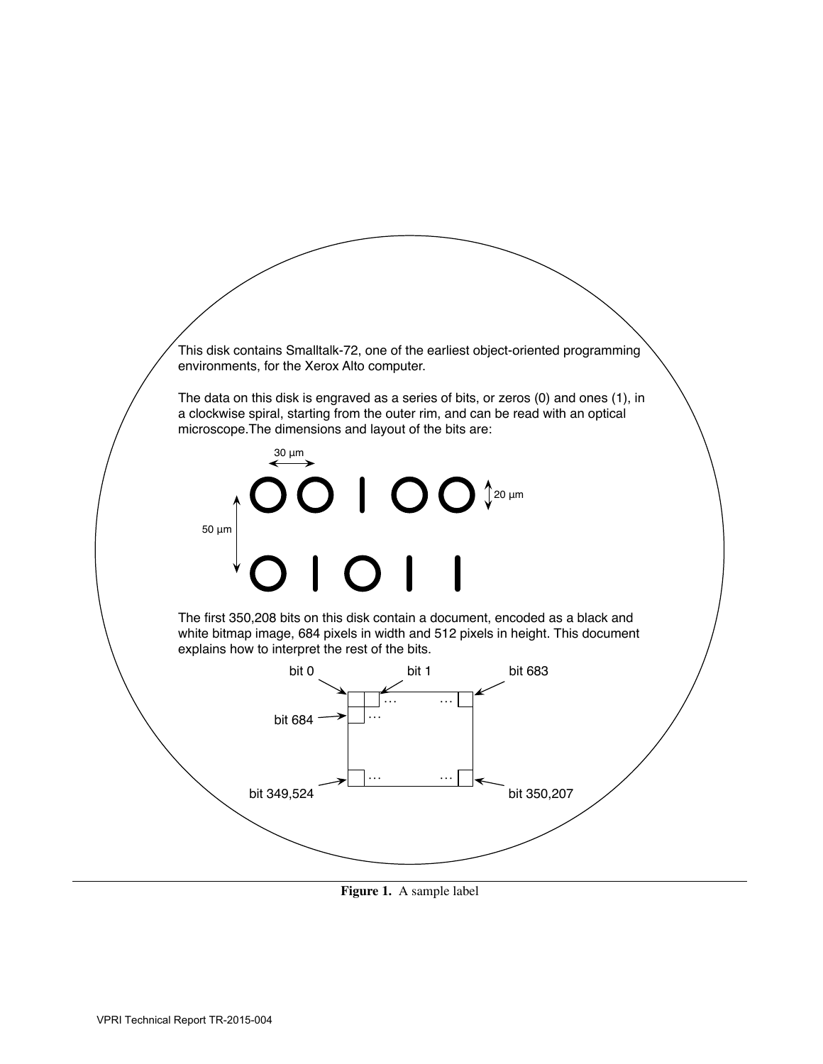This disk contains Smalltalk-72, one of the earliest object-oriented programming environments, for the Xerox Alto computer.

The data on this disk is engraved as a series of bits, or zeros (0) and ones (1), in a clockwise spiral, starting from the outer rim, and can be read with an optical microscope.The dimensions and layout of the bits are:

30 µm

20 µm

50 µm

The first 350,208 bits on this disk contain a document, encoded as a black and white bitmap image, 684 pixels in width and 512 pixels in height. This document explains how to interpret the rest of the bits.

bit 0 bit 1 bit 683

bit 684

bit 349,524 bit 350,207

**Figure 1.** A sample label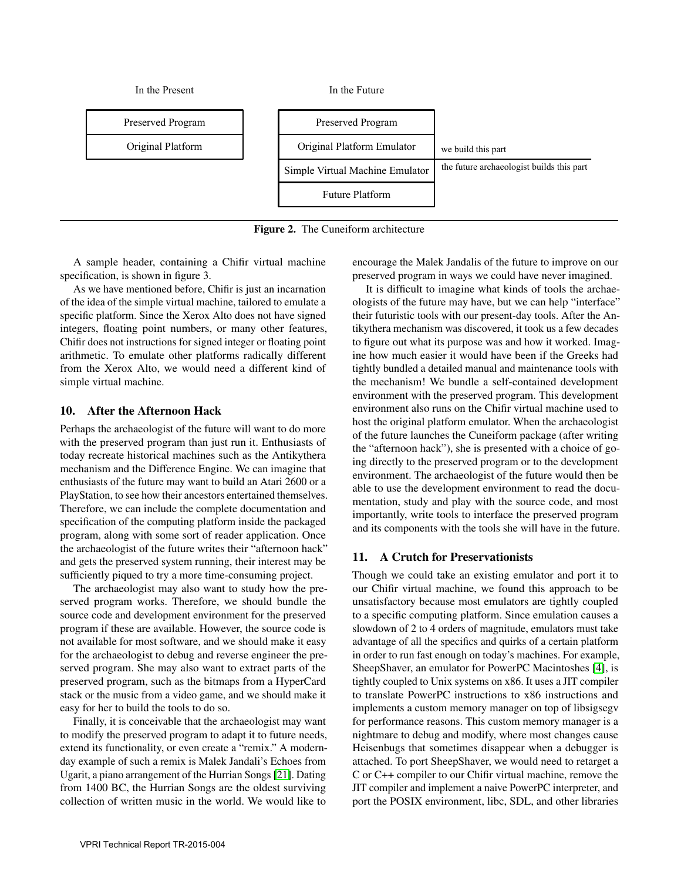| In the Present | | In the Future | |
|---|---|---|---|
| Preserved Program | | Preserved Program | |
| Original Platform | | Original Platform Emulator | we build this part |
| | | Simple Virtual Machine Emulator | the future archaeologist builds this part |
| | | Future Platform | |

**Figure 2.** The Cuneiform architecture

A sample header, containing a Chifir virtual machine specification, is shown in figure 3.

As we have mentioned before, Chifir is just an incarnation of the idea of the simple virtual machine, tailored to emulate a specific platform. Since the Xerox Alto does not have signed integers, floating point numbers, or many other features, Chifir does not instructions for signed integer or floating point arithmetic. To emulate other platforms radically different from the Xerox Alto, we would need a different kind of simple virtual machine.

## 10. After the Afternoon Hack

Perhaps the archaeologist of the future will want to do more with the preserved program than just run it. Enthusiasts of today recreate historical machines such as the Antikythera mechanism and the Difference Engine. We can imagine that enthusiasts of the future may want to build an Atari 2600 or a PlayStation, to see how their ancestors entertained themselves. Therefore, we can include the complete documentation and specification of the computing platform inside the packaged program, along with some sort of reader application. Once the archaeologist of the future writes their "afternoon hack" and gets the preserved system running, their interest may be sufficiently piqued to try a more time-consuming project.

The archaeologist may also want to study how the preserved program works. Therefore, we should bundle the source code and development environment for the preserved program if these are available. However, the source code is not available for most software, and we should make it easy for the archaeologist to debug and reverse engineer the preserved program. She may also want to extract parts of the preserved program, such as the bitmaps from a HyperCard stack or the music from a video game, and we should make it easy for her to build the tools to do so.

Finally, it is conceivable that the archaeologist may want to modify the preserved program to adapt it to future needs, extend its functionality, or even create a "remix." A modern-day example of such a remix is Malek Jandali's Echoes from Ugarit, a piano arrangement of the Hurrian Songs [21]. Dating from 1400 BC, the Hurrian Songs are the oldest surviving collection of written music in the world. We would like to encourage the Malek Jandalis of the future to improve on our preserved program in ways we could have never imagined.

It is difficult to imagine what kinds of tools the archaeologists of the future may have, but we can help "interface" their futuristic tools with our present-day tools. After the Antikythera mechanism was discovered, it took us a few decades to figure out what its purpose was and how it worked. Imagine how much easier it would have been if the Greeks had tightly bundled a detailed manual and maintenance tools with the mechanism! We bundle a self-contained development environment with the preserved program. This development environment also runs on the Chifir virtual machine used to host the original platform emulator. When the archaeologist of the future launches the Cuneiform package (after writing the "afternoon hack"), she is presented with a choice of going directly to the preserved program or to the development environment. The archaeologist of the future would then be able to use the development environment to read the documentation, study and play with the source code, and most importantly, write tools to interface the preserved program and its components with the tools she will have in the future.

## 11. A Crutch for Preservationists

Though we could take an existing emulator and port it to our Chifir virtual machine, we found this approach to be unsatisfactory because most emulators are tightly coupled to a specific computing platform. Since emulation causes a slowdown of 2 to 4 orders of magnitude, emulators must take advantage of all the specifics and quirks of a certain platform in order to run fast enough on today's machines. For example, SheepShaver, an emulator for PowerPC Macintoshes [4], is tightly coupled to Unix systems on x86. It uses a JIT compiler to translate PowerPC instructions to x86 instructions and implements a custom memory manager on top of libsigsegv for performance reasons. This custom memory manager is a nightmare to debug and modify, where most changes cause Heisenbugs that sometimes disappear when a debugger is attached. To port SheepShaver, we would need to retarget a C or C++ compiler to our Chifir virtual machine, remove the JIT compiler and implement a naive PowerPC interpreter, and port the POSIX environment, libc, SDL, and other libraries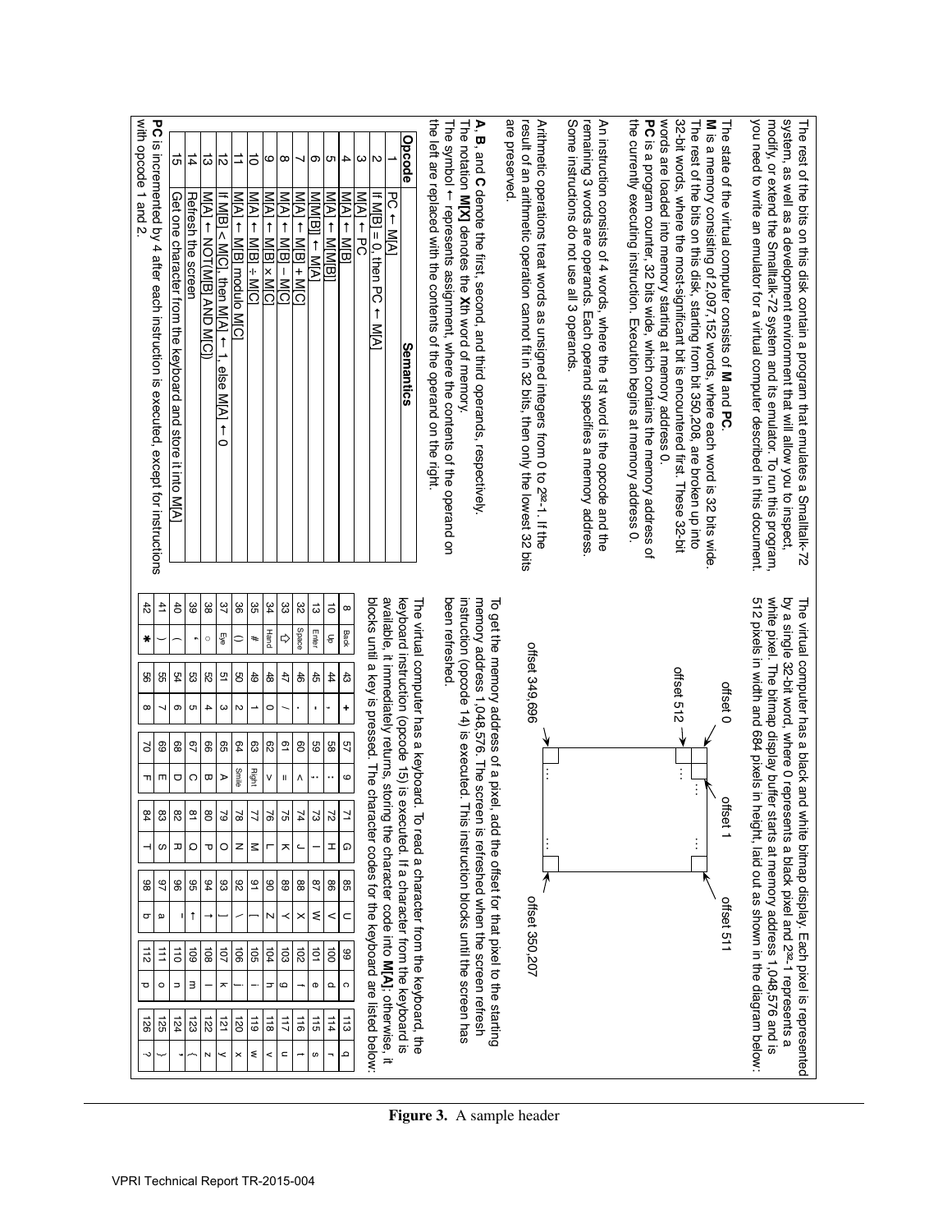The rest of the bits on this disk contain a program that emulates a Smalltalk-72 system, as well as a development environment that will allow you to inspect, modify, or extend the Smalltalk-72 system and its emulator. To run this program, you need to write an emulator for a virtual computer described in this document.

The state of the virtual computer consists of **M** and **PC**.

**M** is a memory consisting of 2,097,152 words, where each word is 32 bits wide. The rest of the bits on this disk, starting from bit 350,208, are broken up into 32-bit words, where the most-significant bit is encountered first. These 32-bit words are loaded into memory starting at memory address 0.

**PC** is a program counter, 32 bits wide, which contains the memory address of the currently executing instruction. Execution begins at memory address 0.

An instruction consists of 4 words, where the 1st word is the opcode and the remaining 3 words are operands. Each operand specifies a memory address. Some instructions do not use all 3 operands.

Arithmetic operations treat words as unsigned integers from 0 to $2^{32}$-1. If the result of an arithmetic operation cannot fit in 32 bits, then only the lowest 32 bits are preserved.

**A**, **B**, and **C** denote the first, second, and third operands, respectively. The notation **M[X]** denotes the **X**th word of memory. The symbol ← represents assignment, where the contents of the operand on the left are replaced with the contents of the operand on the right.

| Opcode | Semantics |
|---|---|
| 1 | PC ← M[A] |
| 2 | If M[B] = 0, then PC ← M[A] |
| 3 | M[A] ← PC |
| 4 | M[A] ← M[B] |
| 5 | M[A] ← M[M[B]] |
| 6 | M[M[B]] ← M[A] |
| 7 | M[A] ← M[B] + M[C] |
| 8 | M[A] ← M[B] − M[C] |
| 9 | M[A] ← M[B] × M[C] |
| 10 | M[A] ← M[B] ÷ M[C] |
| 11 | M[A] ← M[B] modulo M[C] |
| 12 | If M[B] < M[C], then M[A] ← 1, else M[A] ← 0 |
| 13 | M[A] ← NOT(M[B] AND M[C]) |
| 14 | Refresh the screen |
| 15 | Get one character from the keyboard and store it into M[A] |

**PC** is incremented by 4 after each instruction is executed, except for instructions with opcode 1 and 2.

The virtual computer has a black and white bitmap display. Each pixel is represented by a single 32-bit word, where 0 represents a black pixel and $2^{32}$-1 represents a white pixel. The bitmap display buffer starts at memory address 1,048,576 and is 512 pixels in width and 684 pixels in height, laid out as shown in the diagram below:

offset 0, offset 1, … offset 511
offset 512, …
offset 349,696, … offset 350,207

To get the memory address of a pixel, add the offset for that pixel to the starting memory address 1,048,576. The screen is refreshed when the screen refresh instruction (opcode 14) is executed. This instruction blocks until the screen has been refreshed.

The virtual computer has a keyboard. To read a character from the keyboard, the keyboard instruction (opcode 15) is executed. If a character from the keyboard is available, it immediately returns, storing the character code into **M[A]**; otherwise, it blocks until a key is pressed. The character codes for the keyboard are listed below:

| | | | | | | | | | | | | | |
|---|---|---|---|---|---|---|---|---|---|---|---|---|---|
| 8 | Back | 43 | + | 57 | 9 | 71 | G | 85 | U | 99 | c | 113 | q |
| 10 | Up | 44 | , | 58 | : | 72 | H | 86 | V | 100 | d | 114 | r |
| 13 | Enter | 45 | - | 59 | ; | 73 | I | 87 | W | 101 | e | 115 | s |
| 32 | Space | 46 | . | 60 | < | 74 | J | 88 | X | 102 | f | 116 | t |
| 33 | ⇨ | 47 | / | 61 | = | 75 | K | 89 | Y | 103 | g | 117 | u |
| 34 | Hand | 48 | 0 | 62 | > | 76 | L | 90 | Z | 104 | h | 118 | v |
| 35 | # | 49 | 1 | 63 | Right | 77 | M | 91 | [ | 105 | i | 119 | w |
| 36 | () | 50 | 2 | 64 | Smile | 78 | N | 92 | \ | 106 | j | 120 | x |
| 37 | Eye | 51 | 3 | 65 | A | 79 | O | 93 | ] | 107 | k | 121 | y |
| 38 | ○ | 52 | 4 | 66 | B | 80 | P | 94 | ↑ | 108 | l | 122 | z |
| 39 | ' | 53 | 5 | 67 | C | 81 | Q | 95 | ← | 109 | m | 123 | { |
| 40 | ( | 54 | 6 | 68 | D | 82 | R | 96 | ' | 110 | n | 124 | , |
| 41 | ) | 55 | 7 | 69 | E | 83 | S | 97 | a | 111 | o | 125 | } |
| 42 | * | 56 | 8 | 70 | F | 84 | T | 98 | b | 112 | p | 126 | ? |

**Figure 3.** A sample header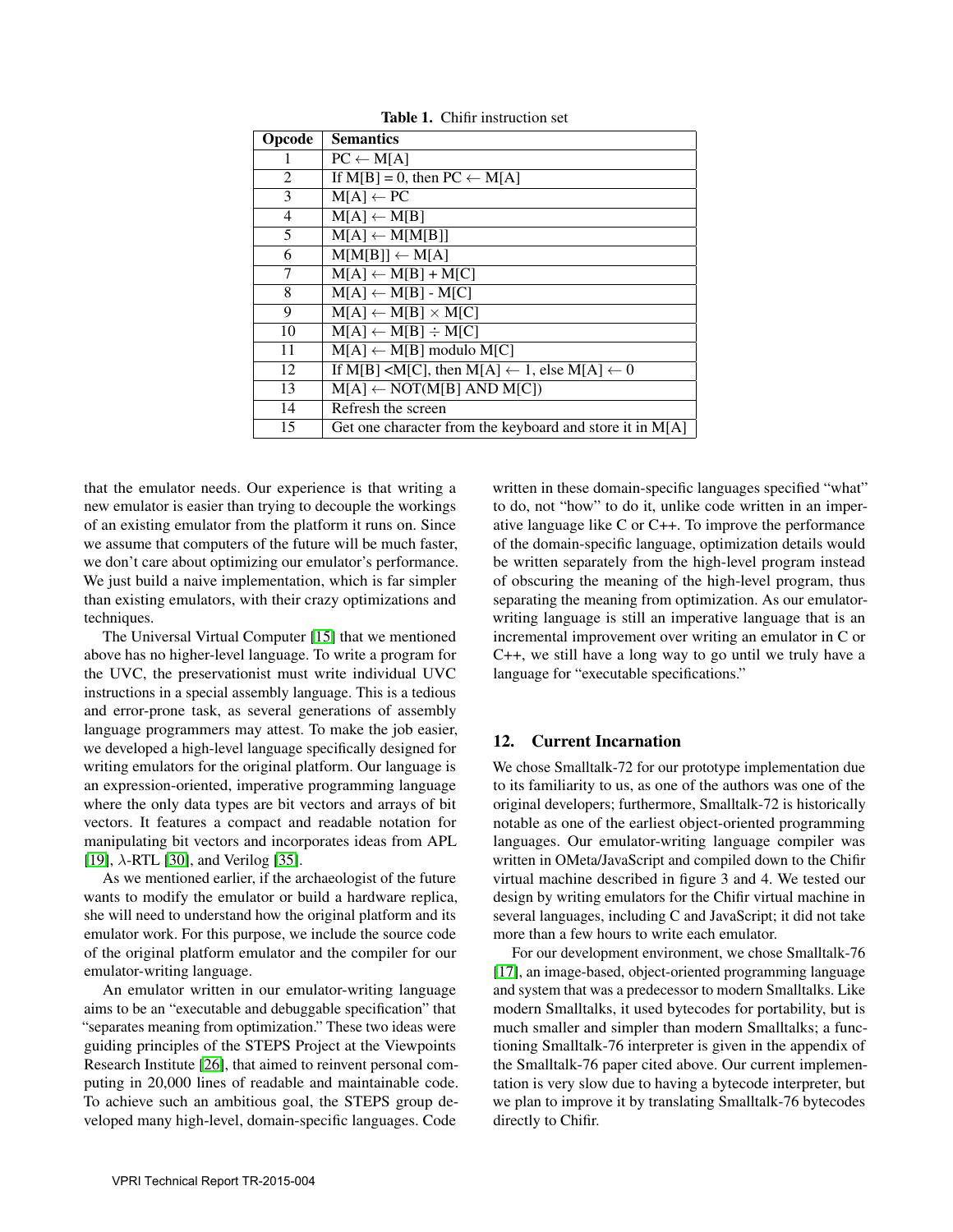**Table 1.** Chifir instruction set

| Opcode | Semantics |
|---|---|
| 1 | PC ← M[A] |
| 2 | If M[B] = 0, then PC ← M[A] |
| 3 | M[A] ← PC |
| 4 | M[A] ← M[B] |
| 5 | M[A] ← M[M[B]] |
| 6 | M[M[B]] ← M[A] |
| 7 | M[A] ← M[B] + M[C] |
| 8 | M[A] ← M[B] - M[C] |
| 9 | M[A] ← M[B] × M[C] |
| 10 | M[A] ← M[B] ÷ M[C] |
| 11 | M[A] ← M[B] modulo M[C] |
| 12 | If M[B] <M[C], then M[A] ← 1, else M[A] ← 0 |
| 13 | M[A] ← NOT(M[B] AND M[C]) |
| 14 | Refresh the screen |
| 15 | Get one character from the keyboard and store it in M[A] |

that the emulator needs. Our experience is that writing a new emulator is easier than trying to decouple the workings of an existing emulator from the platform it runs on. Since we assume that computers of the future will be much faster, we don't care about optimizing our emulator's performance. We just build a naive implementation, which is far simpler than existing emulators, with their crazy optimizations and techniques.

The Universal Virtual Computer [15] that we mentioned above has no higher-level language. To write a program for the UVC, the preservationist must write individual UVC instructions in a special assembly language. This is a tedious and error-prone task, as several generations of assembly language programmers may attest. To make the job easier, we developed a high-level language specifically designed for writing emulators for the original platform. Our language is an expression-oriented, imperative programming language where the only data types are bit vectors and arrays of bit vectors. It features a compact and readable notation for manipulating bit vectors and incorporates ideas from APL [19], $\lambda$-RTL [30], and Verilog [35].

As we mentioned earlier, if the archaeologist of the future wants to modify the emulator or build a hardware replica, she will need to understand how the original platform and its emulator work. For this purpose, we include the source code of the original platform emulator and the compiler for our emulator-writing language.

An emulator written in our emulator-writing language aims to be an "executable and debuggable specification" that "separates meaning from optimization." These two ideas were guiding principles of the STEPS Project at the Viewpoints Research Institute [26], that aimed to reinvent personal computing in 20,000 lines of readable and maintainable code. To achieve such an ambitious goal, the STEPS group developed many high-level, domain-specific languages. Code written in these domain-specific languages specified "what" to do, not "how" to do it, unlike code written in an imperative language like C or C++. To improve the performance of the domain-specific language, optimization details would be written separately from the high-level program instead of obscuring the meaning of the high-level program, thus separating the meaning from optimization. As our emulator-writing language is still an imperative language that is an incremental improvement over writing an emulator in C or C++, we still have a long way to go until we truly have a language for "executable specifications."

## 12. Current Incarnation

We chose Smalltalk-72 for our prototype implementation due to its familiarity to us, as one of the authors was one of the original developers; furthermore, Smalltalk-72 is historically notable as one of the earliest object-oriented programming languages. Our emulator-writing language compiler was written in OMeta/JavaScript and compiled down to the Chifir virtual machine described in figure 3 and 4. We tested our design by writing emulators for the Chifir virtual machine in several languages, including C and JavaScript; it did not take more than a few hours to write each emulator.

For our development environment, we chose Smalltalk-76 [17], an image-based, object-oriented programming language and system that was a predecessor to modern Smalltalks. Like modern Smalltalks, it used bytecodes for portability, but is much smaller and simpler than modern Smalltalks; a functioning Smalltalk-76 interpreter is given in the appendix of the Smalltalk-76 paper cited above. Our current implementation is very slow due to having a bytecode interpreter, but we plan to improve it by translating Smalltalk-76 bytecodes directly to Chifir.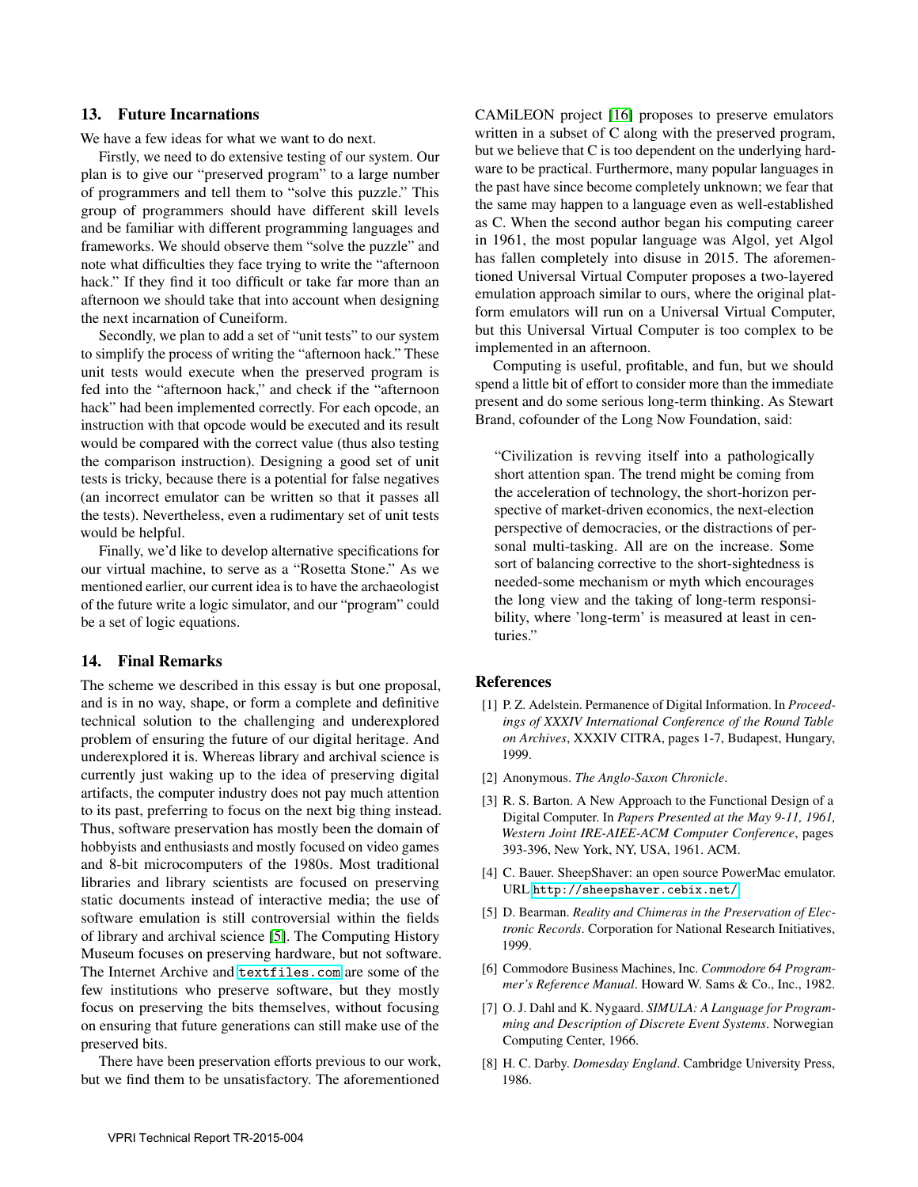## 13. Future Incarnations

We have a few ideas for what we want to do next.

Firstly, we need to do extensive testing of our system. Our plan is to give our "preserved program" to a large number of programmers and tell them to "solve this puzzle." This group of programmers should have different skill levels and be familiar with different programming languages and frameworks. We should observe them "solve the puzzle" and note what difficulties they face trying to write the "afternoon hack." If they find it too difficult or take far more than an afternoon we should take that into account when designing the next incarnation of Cuneiform.

Secondly, we plan to add a set of "unit tests" to our system to simplify the process of writing the "afternoon hack." These unit tests would execute when the preserved program is fed into the "afternoon hack," and check if the "afternoon hack" had been implemented correctly. For each opcode, an instruction with that opcode would be executed and its result would be compared with the correct value (thus also testing the comparison instruction). Designing a good set of unit tests is tricky, because there is a potential for false negatives (an incorrect emulator can be written so that it passes all the tests). Nevertheless, even a rudimentary set of unit tests would be helpful.

Finally, we'd like to develop alternative specifications for our virtual machine, to serve as a "Rosetta Stone." As we mentioned earlier, our current idea is to have the archaeologist of the future write a logic simulator, and our "program" could be a set of logic equations.

## 14. Final Remarks

The scheme we described in this essay is but one proposal, and is in no way, shape, or form a complete and definitive technical solution to the challenging and underexplored problem of ensuring the future of our digital heritage. And underexplored it is. Whereas library and archival science is currently just waking up to the idea of preserving digital artifacts, the computer industry does not pay much attention to its past, preferring to focus on the next big thing instead. Thus, software preservation has mostly been the domain of hobbyists and enthusiasts and mostly focused on video games and 8-bit microcomputers of the 1980s. Most traditional libraries and library scientists are focused on preserving static documents instead of interactive media; the use of software emulation is still controversial within the fields of library and archival science [5]. The Computing History Museum focuses on preserving hardware, but not software. The Internet Archive and `textfiles.com` are some of the few institutions who preserve software, but they mostly focus on preserving the bits themselves, without focusing on ensuring that future generations can still make use of the preserved bits.

There have been preservation efforts previous to our work, but we find them to be unsatisfactory. The aforementioned CAMiLEON project [16] proposes to preserve emulators written in a subset of C along with the preserved program, but we believe that C is too dependent on the underlying hardware to be practical. Furthermore, many popular languages in the past have since become completely unknown; we fear that the same may happen to a language even as well-established as C. When the second author began his computing career in 1961, the most popular language was Algol, yet Algol has fallen completely into disuse in 2015. The aforementioned Universal Virtual Computer proposes a two-layered emulation approach similar to ours, where the original platform emulators will run on a Universal Virtual Computer, but this Universal Virtual Computer is too complex to be implemented in an afternoon.

Computing is useful, profitable, and fun, but we should spend a little bit of effort to consider more than the immediate present and do some serious long-term thinking. As Stewart Brand, cofounder of the Long Now Foundation, said:

> "Civilization is revving itself into a pathologically short attention span. The trend might be coming from the acceleration of technology, the short-horizon perspective of market-driven economics, the next-election perspective of democracies, or the distractions of personal multi-tasking. All are on the increase. Some sort of balancing corrective to the short-sightedness is needed-some mechanism or myth which encourages the long view and the taking of long-term responsibility, where 'long-term' is measured at least in centuries."

## References

[1] P. Z. Adelstein. Permanence of Digital Information. In *Proceedings of XXXIV International Conference of the Round Table on Archives*, XXXIV CITRA, pages 1-7, Budapest, Hungary, 1999.

[2] Anonymous. *The Anglo-Saxon Chronicle*.

[3] R. S. Barton. A New Approach to the Functional Design of a Digital Computer. In *Papers Presented at the May 9-11, 1961, Western Joint IRE-AIEE-ACM Computer Conference*, pages 393-396, New York, NY, USA, 1961. ACM.

[4] C. Bauer. SheepShaver: an open source PowerMac emulator. URL `http://sheepshaver.cebix.net/`.

[5] D. Bearman. *Reality and Chimeras in the Preservation of Electronic Records*. Corporation for National Research Initiatives, 1999.

[6] Commodore Business Machines, Inc. *Commodore 64 Programmer's Reference Manual*. Howard W. Sams & Co., Inc., 1982.

[7] O. J. Dahl and K. Nygaard. *SIMULA: A Language for Programming and Description of Discrete Event Systems*. Norwegian Computing Center, 1966.

[8] H. C. Darby. *Domesday England*. Cambridge University Press, 1986.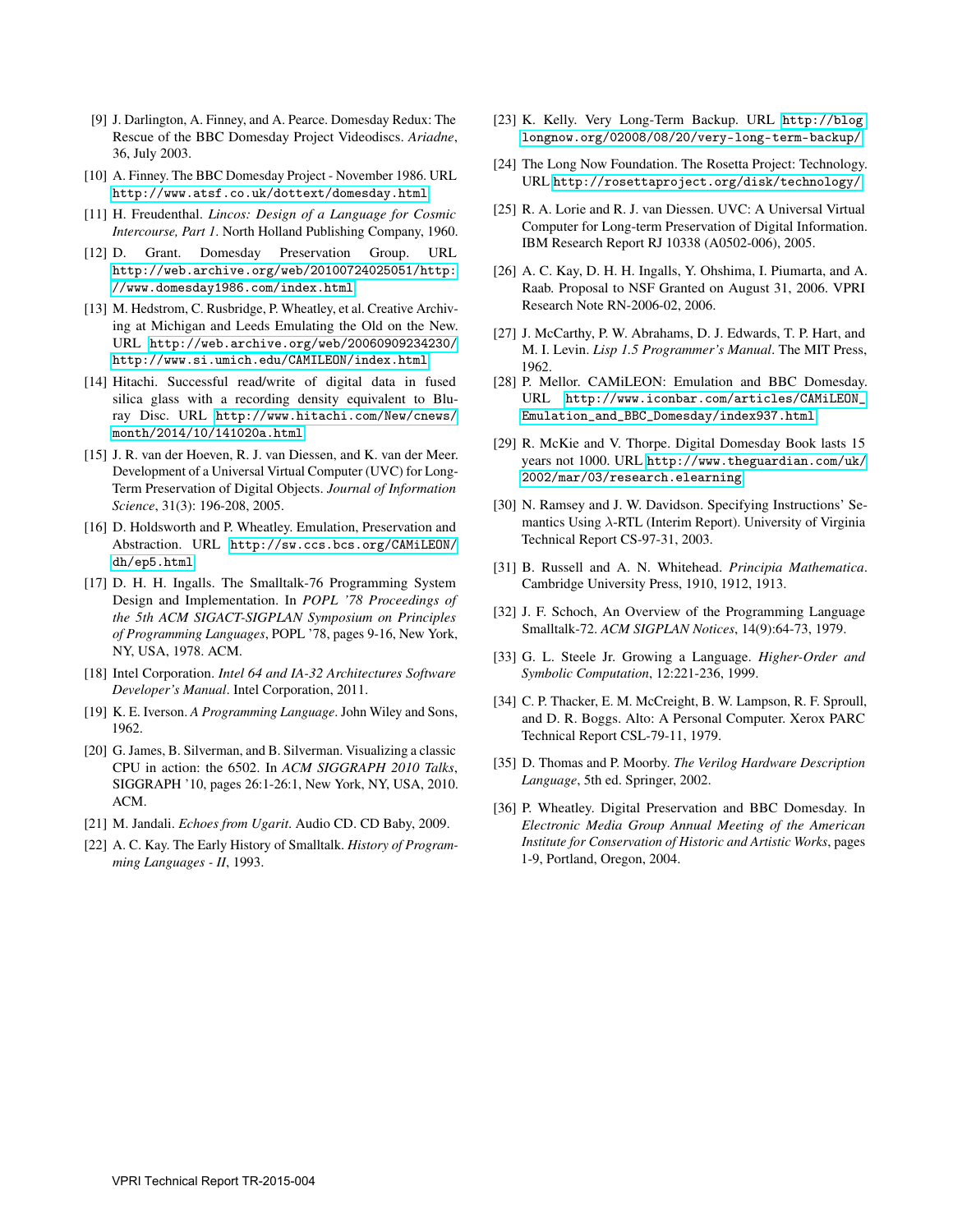[9] J. Darlington, A. Finney, and A. Pearce. Domesday Redux: The Rescue of the BBC Domesday Project Videodiscs. *Ariadne*, 36, July 2003.

[10] A. Finney. The BBC Domesday Project - November 1986. URL http://www.atsf.co.uk/dottext/domesday.html

[11] H. Freudenthal. *Lincos: Design of a Language for Cosmic Intercourse, Part 1*. North Holland Publishing Company, 1960.

[12] D. Grant. Domesday Preservation Group. URL http://web.archive.org/web/20100724025051/http://www.domesday1986.com/index.html

[13] M. Hedstrom, C. Rusbridge, P. Wheatley, et al. Creative Archiving at Michigan and Leeds Emulating the Old on the New. URL http://web.archive.org/web/20060909234230/http://www.si.umich.edu/CAMILEON/index.html

[14] Hitachi. Successful read/write of digital data in fused silica glass with a recording density equivalent to Bluray Disc. URL http://www.hitachi.com/New/cnews/month/2014/10/141020a.html

[15] J. R. van der Hoeven, R. J. van Diessen, and K. van der Meer. Development of a Universal Virtual Computer (UVC) for Long-Term Preservation of Digital Objects. *Journal of Information Science*, 31(3): 196-208, 2005.

[16] D. Holdsworth and P. Wheatley. Emulation, Preservation and Abstraction. URL http://sw.ccs.bcs.org/CAMiLEON/dh/ep5.html

[17] D. H. H. Ingalls. The Smalltalk-76 Programming System Design and Implementation. In *POPL '78 Proceedings of the 5th ACM SIGACT-SIGPLAN Symposium on Principles of Programming Languages*, POPL '78, pages 9-16, New York, NY, USA, 1978. ACM.

[18] Intel Corporation. *Intel 64 and IA-32 Architectures Software Developer's Manual*. Intel Corporation, 2011.

[19] K. E. Iverson. *A Programming Language*. John Wiley and Sons, 1962.

[20] G. James, B. Silverman, and B. Silverman. Visualizing a classic CPU in action: the 6502. In *ACM SIGGRAPH 2010 Talks*, SIGGRAPH '10, pages 26:1-26:1, New York, NY, USA, 2010. ACM.

[21] M. Jandali. *Echoes from Ugarit*. Audio CD. CD Baby, 2009.

[22] A. C. Kay. The Early History of Smalltalk. *History of Programming Languages - II*, 1993.

[23] K. Kelly. Very Long-Term Backup. URL http://blog.longnow.org/02008/08/20/very-long-term-backup/

[24] The Long Now Foundation. The Rosetta Project: Technology. URL http://rosettaproject.org/disk/technology/

[25] R. A. Lorie and R. J. van Diessen. UVC: A Universal Virtual Computer for Long-term Preservation of Digital Information. IBM Research Report RJ 10338 (A0502-006), 2005.

[26] A. C. Kay, D. H. H. Ingalls, Y. Ohshima, I. Piumarta, and A. Raab. Proposal to NSF Granted on August 31, 2006. VPRI Research Note RN-2006-02, 2006.

[27] J. McCarthy, P. W. Abrahams, D. J. Edwards, T. P. Hart, and M. I. Levin. *Lisp 1.5 Programmer's Manual*. The MIT Press, 1962.

[28] P. Mellor. CAMiLEON: Emulation and BBC Domesday. URL http://www.iconbar.com/articles/CAMiLEON_Emulation_and_BBC_Domesday/index937.html

[29] R. McKie and V. Thorpe. Digital Domesday Book lasts 15 years not 1000. URL http://www.theguardian.com/uk/2002/mar/03/research.elearning

[30] N. Ramsey and J. W. Davidson. Specifying Instructions' Semantics Using $\lambda$-RTL (Interim Report). University of Virginia Technical Report CS-97-31, 2003.

[31] B. Russell and A. N. Whitehead. *Principia Mathematica*. Cambridge University Press, 1910, 1912, 1913.

[32] J. F. Schoch, An Overview of the Programming Language Smalltalk-72. *ACM SIGPLAN Notices*, 14(9):64-73, 1979.

[33] G. L. Steele Jr. Growing a Language. *Higher-Order and Symbolic Computation*, 12:221-236, 1999.

[34] C. P. Thacker, E. M. McCreight, B. W. Lampson, R. F. Sproull, and D. R. Boggs. Alto: A Personal Computer. Xerox PARC Technical Report CSL-79-11, 1979.

[35] D. Thomas and P. Moorby. *The Verilog Hardware Description Language*, 5th ed. Springer, 2002.

[36] P. Wheatley. Digital Preservation and BBC Domesday. In *Electronic Media Group Annual Meeting of the American Institute for Conservation of Historic and Artistic Works*, pages 1-9, Portland, Oregon, 2004.